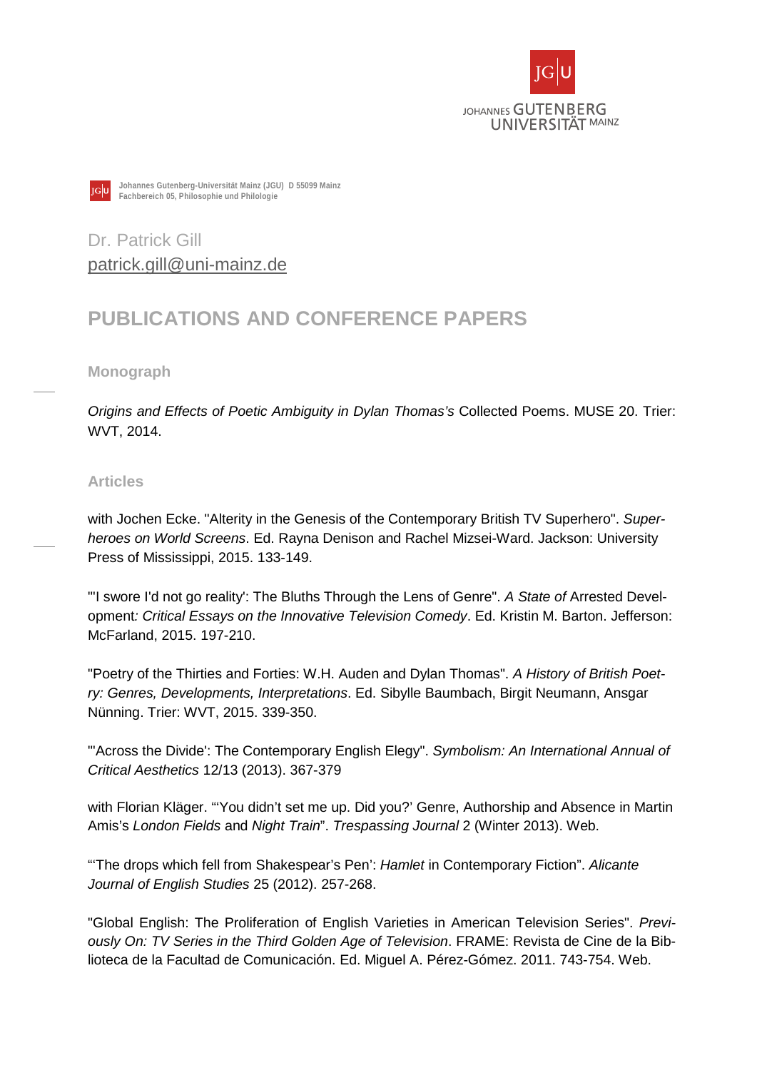Johannes Gutenberg-Universität Mainz (JGU) D 55099 Mainz
Fachbereich 05, Philosophie und Philologie

Dr. Patrick Gill
patrick.gill@uni-mainz.de

# PUBLICATIONS AND CONFERENCE PAPERS

### Monograph

*Origins and Effects of Poetic Ambiguity in Dylan Thomas's* Collected Poems. MUSE 20. Trier: WVT, 2014.

### Articles

with Jochen Ecke. "Alterity in the Genesis of the Contemporary British TV Superhero". *Superheroes on World Screens*. Ed. Rayna Denison and Rachel Mizsei-Ward. Jackson: University Press of Mississippi, 2015. 133-149.

"'I swore I'd not go reality': The Bluths Through the Lens of Genre". *A State of* Arrested Development*: Critical Essays on the Innovative Television Comedy*. Ed. Kristin M. Barton. Jefferson: McFarland, 2015. 197-210.

"Poetry of the Thirties and Forties: W.H. Auden and Dylan Thomas". *A History of British Poetry: Genres, Developments, Interpretations*. Ed. Sibylle Baumbach, Birgit Neumann, Ansgar Nünning. Trier: WVT, 2015. 339-350.

"'Across the Divide': The Contemporary English Elegy". *Symbolism: An International Annual of Critical Aesthetics* 12/13 (2013). 367-379

with Florian Kläger. "'You didn't set me up. Did you?' Genre, Authorship and Absence in Martin Amis's *London Fields* and *Night Train*". *Trespassing Journal* 2 (Winter 2013). Web.

"'The drops which fell from Shakespear's Pen': *Hamlet* in Contemporary Fiction". *Alicante Journal of English Studies* 25 (2012). 257-268.

"Global English: The Proliferation of English Varieties in American Television Series". *Previously On: TV Series in the Third Golden Age of Television*. FRAME: Revista de Cine de la Biblioteca de la Facultad de Comunicación. Ed. Miguel A. Pérez-Gómez. 2011. 743-754. Web.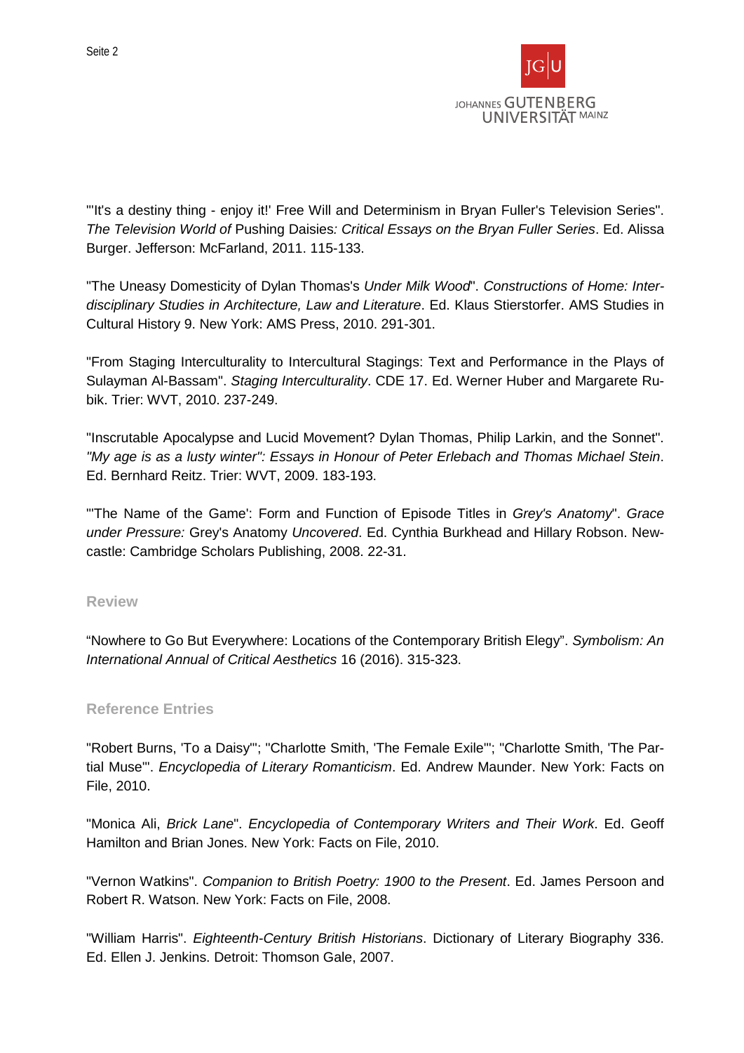"'It's a destiny thing - enjoy it!' Free Will and Determinism in Bryan Fuller's Television Series". *The Television World of* Pushing Daisies*: Critical Essays on the Bryan Fuller Series*. Ed. Alissa Burger. Jefferson: McFarland, 2011. 115-133.

"The Uneasy Domesticity of Dylan Thomas's *Under Milk Wood*". *Constructions of Home: Interdisciplinary Studies in Architecture, Law and Literature*. Ed. Klaus Stierstorfer. AMS Studies in Cultural History 9. New York: AMS Press, 2010. 291-301.

"From Staging Interculturality to Intercultural Stagings: Text and Performance in the Plays of Sulayman Al-Bassam". *Staging Interculturality*. CDE 17. Ed. Werner Huber and Margarete Rubik. Trier: WVT, 2010. 237-249.

"Inscrutable Apocalypse and Lucid Movement? Dylan Thomas, Philip Larkin, and the Sonnet". *"My age is as a lusty winter": Essays in Honour of Peter Erlebach and Thomas Michael Stein*. Ed. Bernhard Reitz. Trier: WVT, 2009. 183-193.

"'The Name of the Game': Form and Function of Episode Titles in *Grey's Anatomy*". *Grace under Pressure:* Grey's Anatomy *Uncovered*. Ed. Cynthia Burkhead and Hillary Robson. Newcastle: Cambridge Scholars Publishing, 2008. 22-31.

### Review

"Nowhere to Go But Everywhere: Locations of the Contemporary British Elegy". *Symbolism: An International Annual of Critical Aesthetics* 16 (2016). 315-323.

### Reference Entries

"Robert Burns, 'To a Daisy'"; "Charlotte Smith, 'The Female Exile'"; "Charlotte Smith, 'The Partial Muse'". *Encyclopedia of Literary Romanticism*. Ed. Andrew Maunder. New York: Facts on File, 2010.

"Monica Ali, *Brick Lane*". *Encyclopedia of Contemporary Writers and Their Work*. Ed. Geoff Hamilton and Brian Jones. New York: Facts on File, 2010.

"Vernon Watkins". *Companion to British Poetry: 1900 to the Present*. Ed. James Persoon and Robert R. Watson. New York: Facts on File, 2008.

"William Harris". *Eighteenth-Century British Historians*. Dictionary of Literary Biography 336. Ed. Ellen J. Jenkins. Detroit: Thomson Gale, 2007.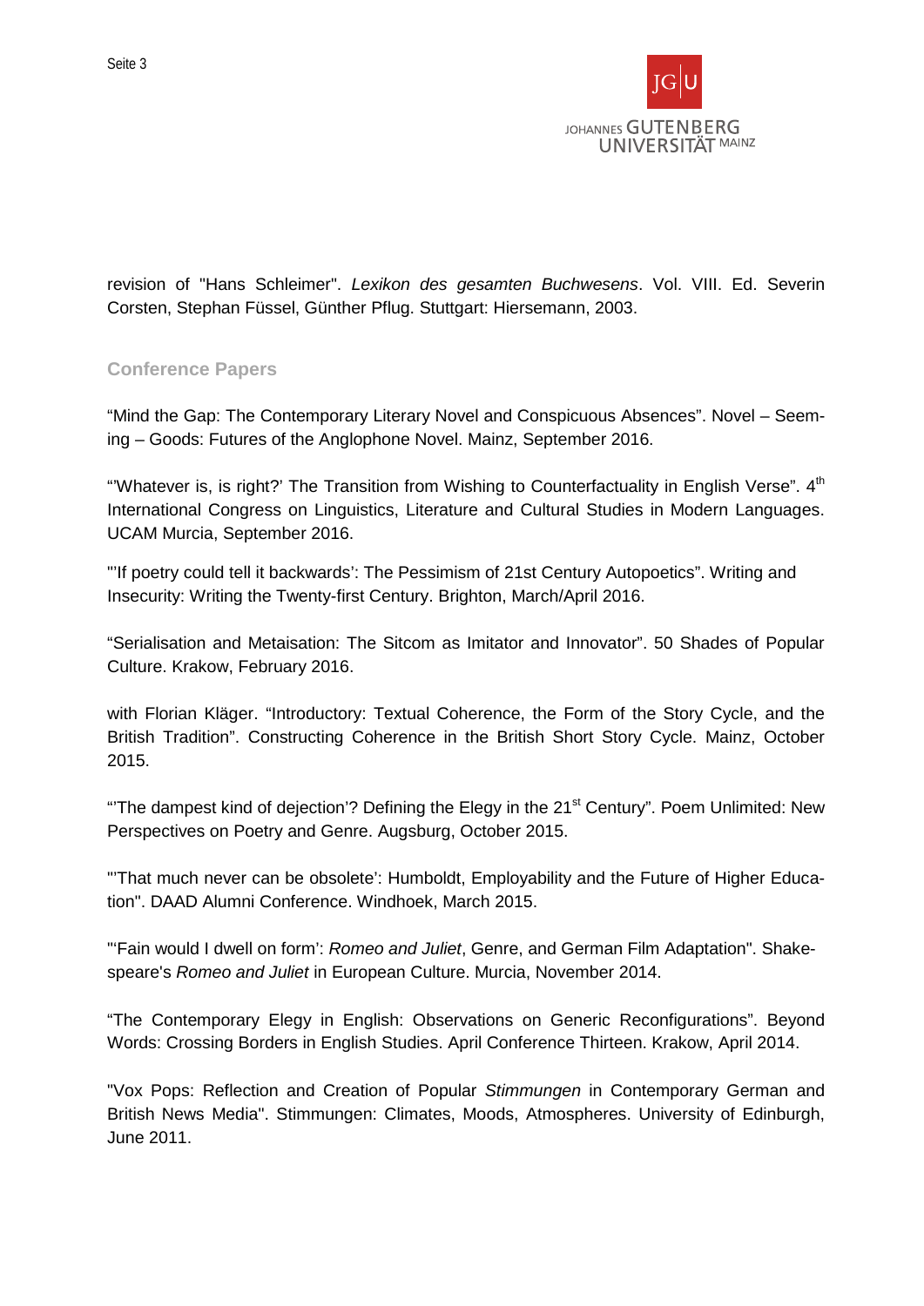revision of "Hans Schleimer". *Lexikon des gesamten Buchwesens*. Vol. VIII. Ed. Severin Corsten, Stephan Füssel, Günther Pflug. Stuttgart: Hiersemann, 2003.

## Conference Papers

“Mind the Gap: The Contemporary Literary Novel and Conspicuous Absences”. Novel – Seeming – Goods: Futures of the Anglophone Novel. Mainz, September 2016.

“'Whatever is, is right?' The Transition from Wishing to Counterfactuality in English Verse”. 4th International Congress on Linguistics, Literature and Cultural Studies in Modern Languages. UCAM Murcia, September 2016.

"'If poetry could tell it backwards': The Pessimism of 21st Century Autopoetics". Writing and Insecurity: Writing the Twenty-first Century. Brighton, March/April 2016.

“Serialisation and Metaisation: The Sitcom as Imitator and Innovator”. 50 Shades of Popular Culture. Krakow, February 2016.

with Florian Kläger. “Introductory: Textual Coherence, the Form of the Story Cycle, and the British Tradition”. Constructing Coherence in the British Short Story Cycle. Mainz, October 2015.

“'The dampest kind of dejection'? Defining the Elegy in the 21st Century”. Poem Unlimited: New Perspectives on Poetry and Genre. Augsburg, October 2015.

"'That much never can be obsolete': Humboldt, Employability and the Future of Higher Education". DAAD Alumni Conference. Windhoek, March 2015.

"'Fain would I dwell on form': *Romeo and Juliet*, Genre, and German Film Adaptation". Shakespeare's *Romeo and Juliet* in European Culture. Murcia, November 2014.

“The Contemporary Elegy in English: Observations on Generic Reconfigurations”. Beyond Words: Crossing Borders in English Studies. April Conference Thirteen. Krakow, April 2014.

"Vox Pops: Reflection and Creation of Popular *Stimmungen* in Contemporary German and British News Media". Stimmungen: Climates, Moods, Atmospheres. University of Edinburgh, June 2011.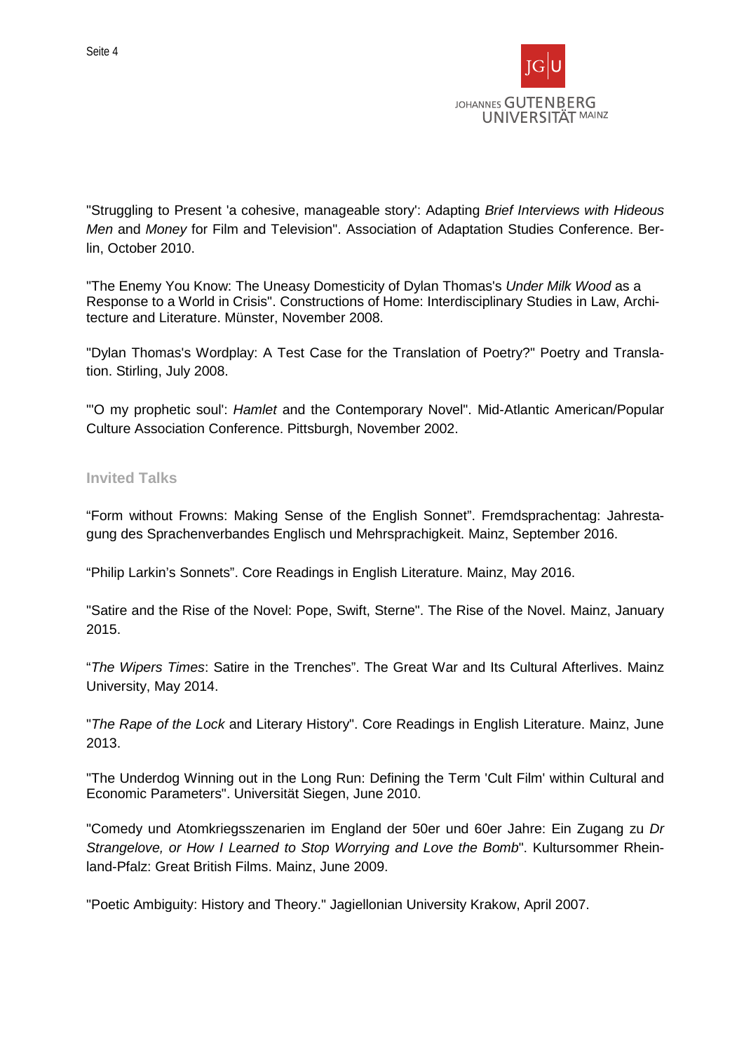"Struggling to Present 'a cohesive, manageable story': Adapting *Brief Interviews with Hideous Men* and *Money* for Film and Television". Association of Adaptation Studies Conference. Berlin, October 2010.

"The Enemy You Know: The Uneasy Domesticity of Dylan Thomas's *Under Milk Wood* as a Response to a World in Crisis". Constructions of Home: Interdisciplinary Studies in Law, Architecture and Literature. Münster, November 2008.

"Dylan Thomas's Wordplay: A Test Case for the Translation of Poetry?" Poetry and Translation. Stirling, July 2008.

"'O my prophetic soul': *Hamlet* and the Contemporary Novel". Mid-Atlantic American/Popular Culture Association Conference. Pittsburgh, November 2002.

### Invited Talks

“Form without Frowns: Making Sense of the English Sonnet”. Fremdsprachentag: Jahrestagung des Sprachenverbandes Englisch und Mehrsprachigkeit. Mainz, September 2016.

“Philip Larkin’s Sonnets”. Core Readings in English Literature. Mainz, May 2016.

"Satire and the Rise of the Novel: Pope, Swift, Sterne". The Rise of the Novel. Mainz, January 2015.

“*The Wipers Times*: Satire in the Trenches”. The Great War and Its Cultural Afterlives. Mainz University, May 2014.

"*The Rape of the Lock* and Literary History". Core Readings in English Literature. Mainz, June 2013.

"The Underdog Winning out in the Long Run: Defining the Term 'Cult Film' within Cultural and Economic Parameters". Universität Siegen, June 2010.

"Comedy und Atomkriegsszenarien im England der 50er und 60er Jahre: Ein Zugang zu *Dr Strangelove, or How I Learned to Stop Worrying and Love the Bomb*". Kultursommer Rheinland-Pfalz: Great British Films. Mainz, June 2009.

"Poetic Ambiguity: History and Theory." Jagiellonian University Krakow, April 2007.